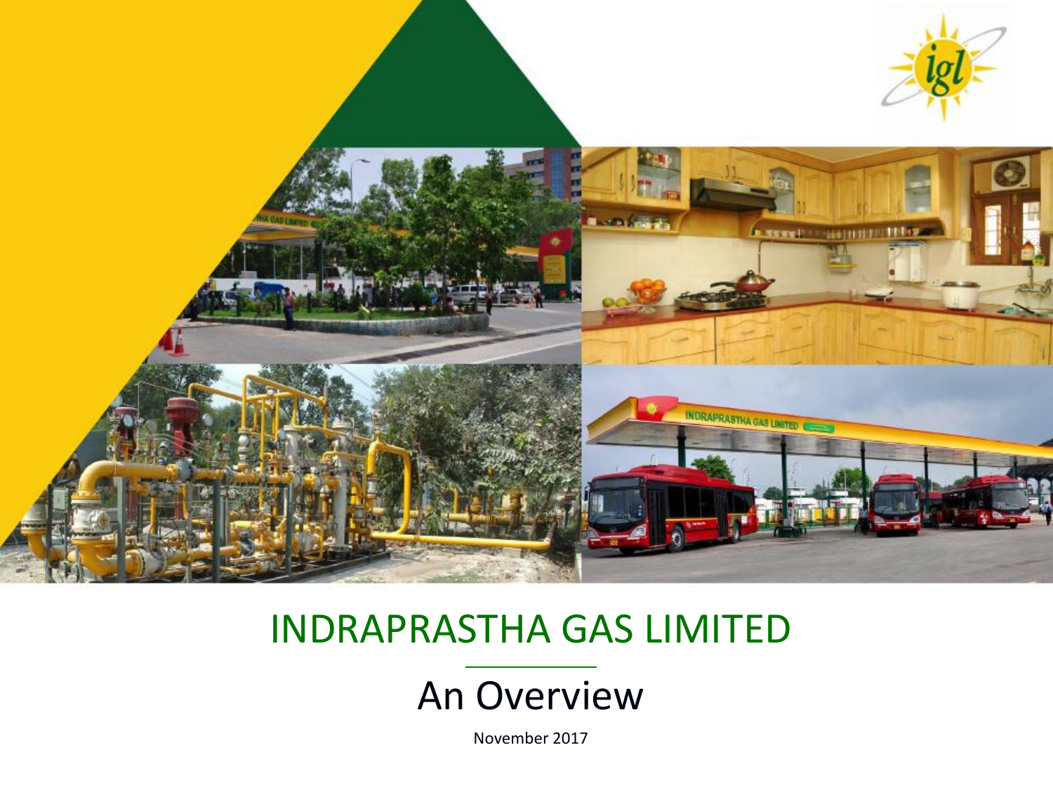# INDRAPRASTHA GAS LIMITED

## An Overview

November 2017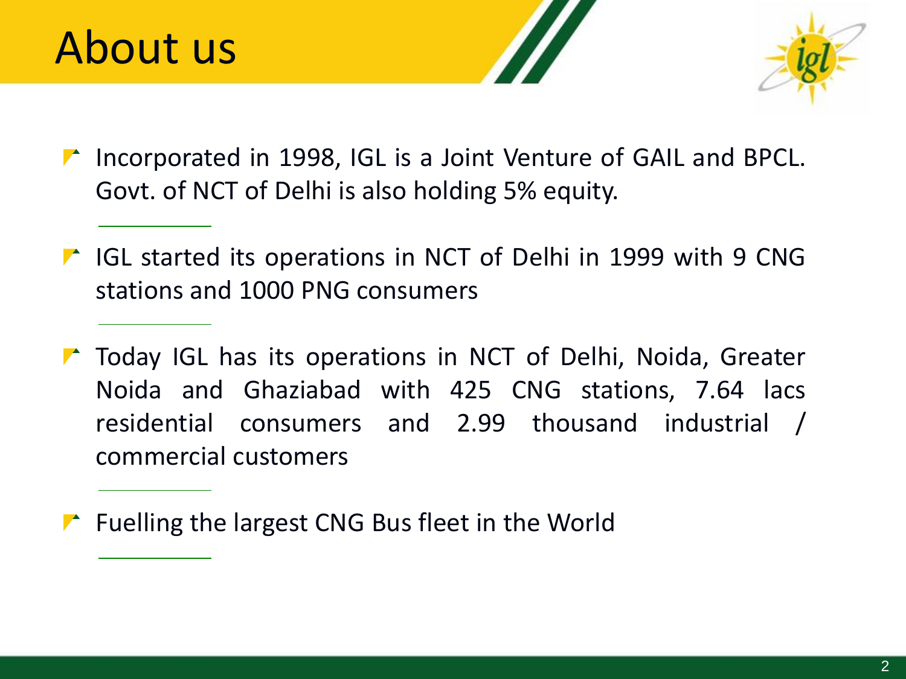# About us

- Incorporated in 1998, IGL is a Joint Venture of GAIL and BPCL. Govt. of NCT of Delhi is also holding 5% equity.

- IGL started its operations in NCT of Delhi in 1999 with 9 CNG stations and 1000 PNG consumers

- Today IGL has its operations in NCT of Delhi, Noida, Greater Noida and Ghaziabad with 425 CNG stations, 7.64 lacs residential consumers and 2.99 thousand industrial / commercial customers

- Fuelling the largest CNG Bus fleet in the World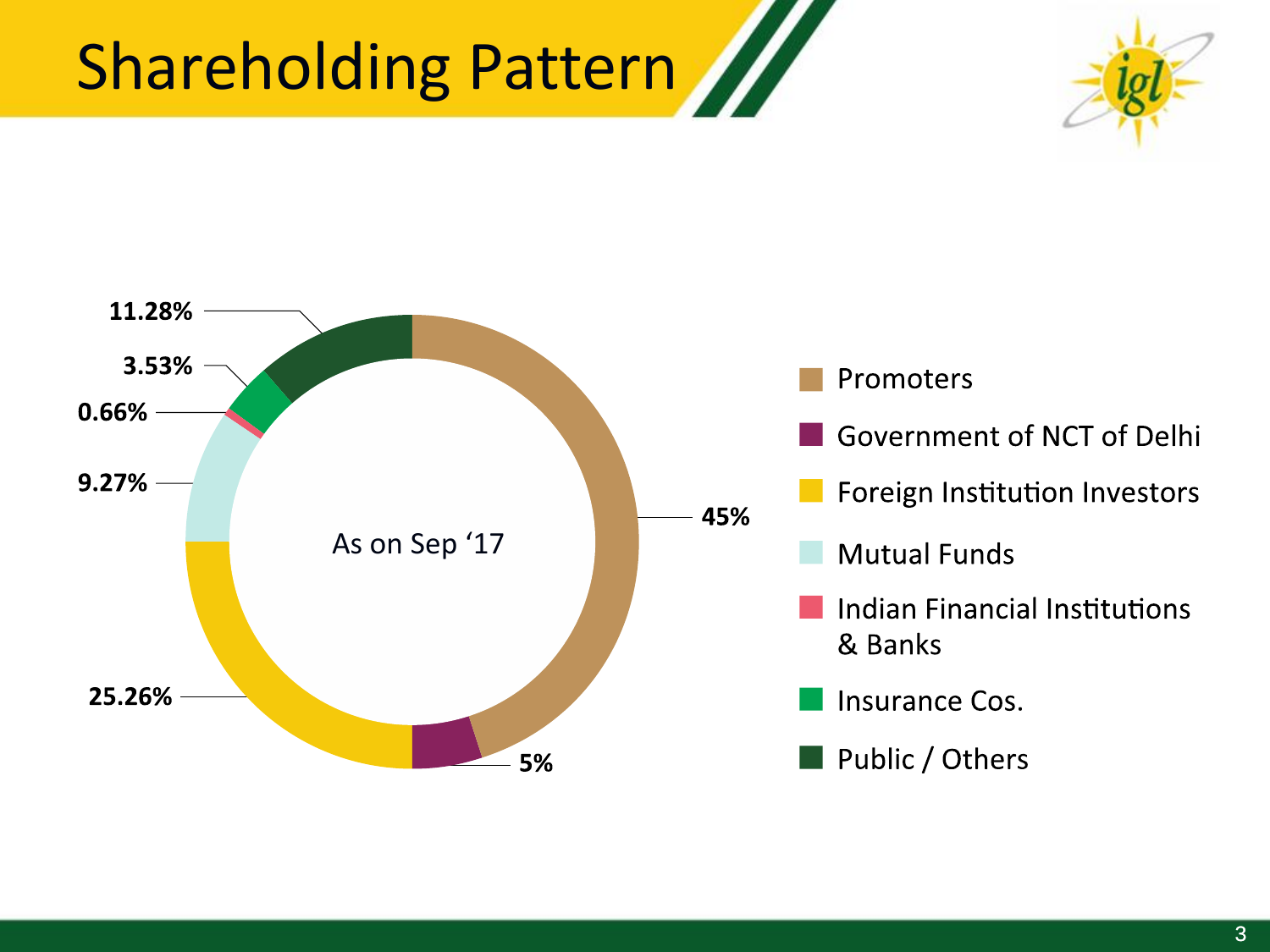# Shareholding Pattern

As on Sep '17

| Category | Shareholding |
| --- | --- |
| Promoters | 45% |
| Government of NCT of Delhi | 5% |
| Foreign Institution Investors | 25.26% |
| Mutual Funds | 9.27% |
| Indian Financial Institutions & Banks | 0.66% |
| Insurance Cos. | 3.53% |
| Public / Others | 11.28% |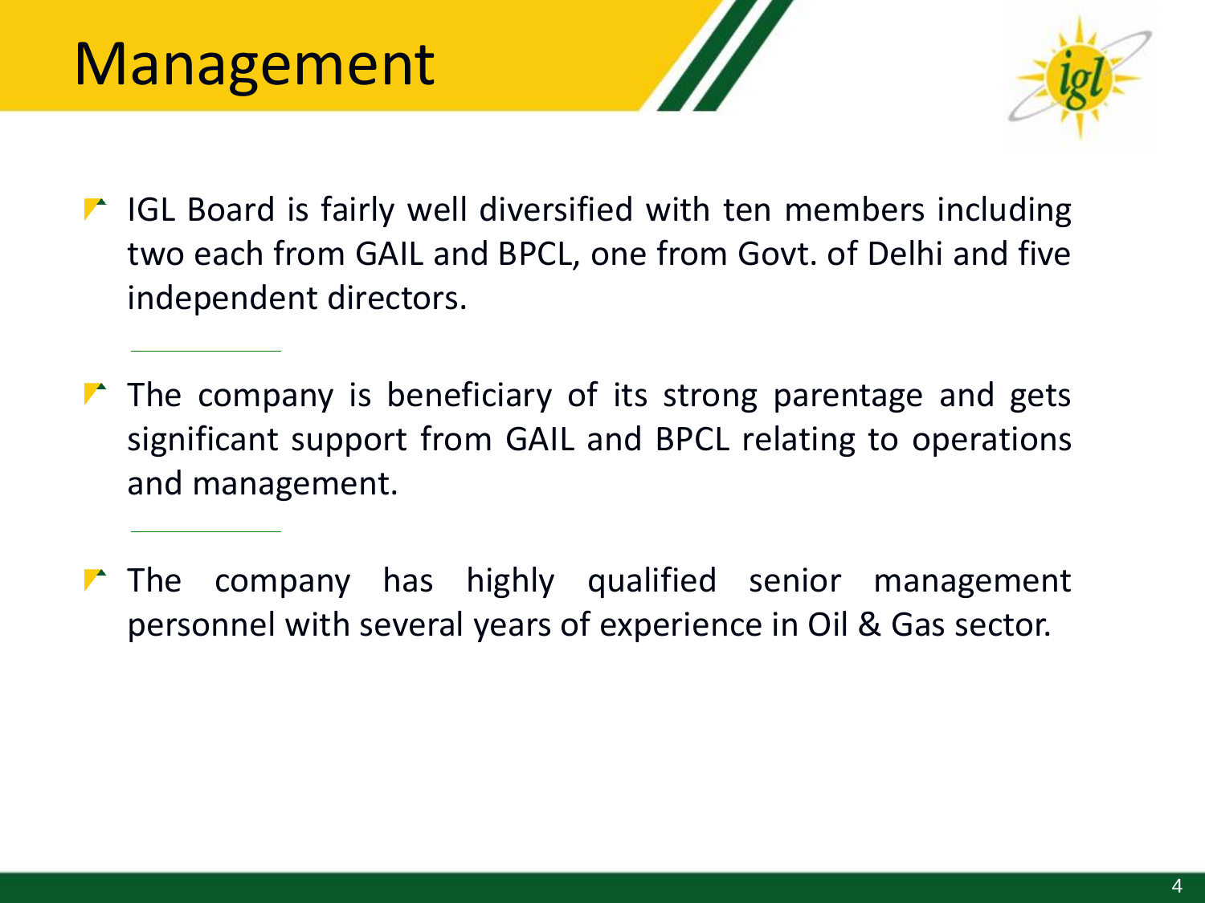# Management

- IGL Board is fairly well diversified with ten members including two each from GAIL and BPCL, one from Govt. of Delhi and five independent directors.

- The company is beneficiary of its strong parentage and gets significant support from GAIL and BPCL relating to operations and management.

- The company has highly qualified senior management personnel with several years of experience in Oil & Gas sector.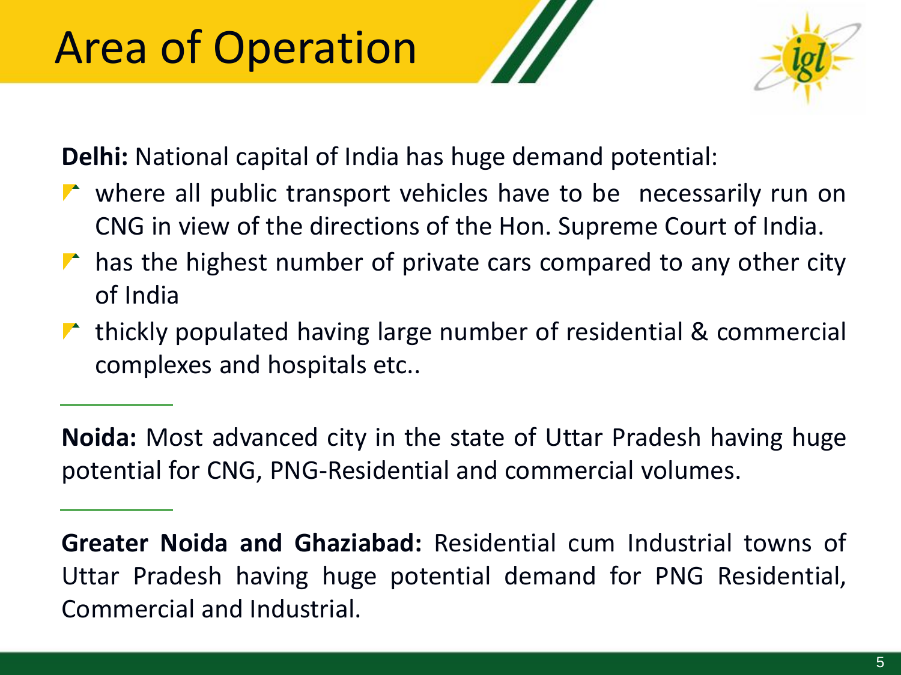# Area of Operation

**Delhi:** National capital of India has huge demand potential:

- where all public transport vehicles have to be necessarily run on CNG in view of the directions of the Hon. Supreme Court of India.
- has the highest number of private cars compared to any other city of India
- thickly populated having large number of residential & commercial complexes and hospitals etc..

---

**Noida:** Most advanced city in the state of Uttar Pradesh having huge potential for CNG, PNG-Residential and commercial volumes.

---

**Greater Noida and Ghaziabad:** Residential cum Industrial towns of Uttar Pradesh having huge potential demand for PNG Residential, Commercial and Industrial.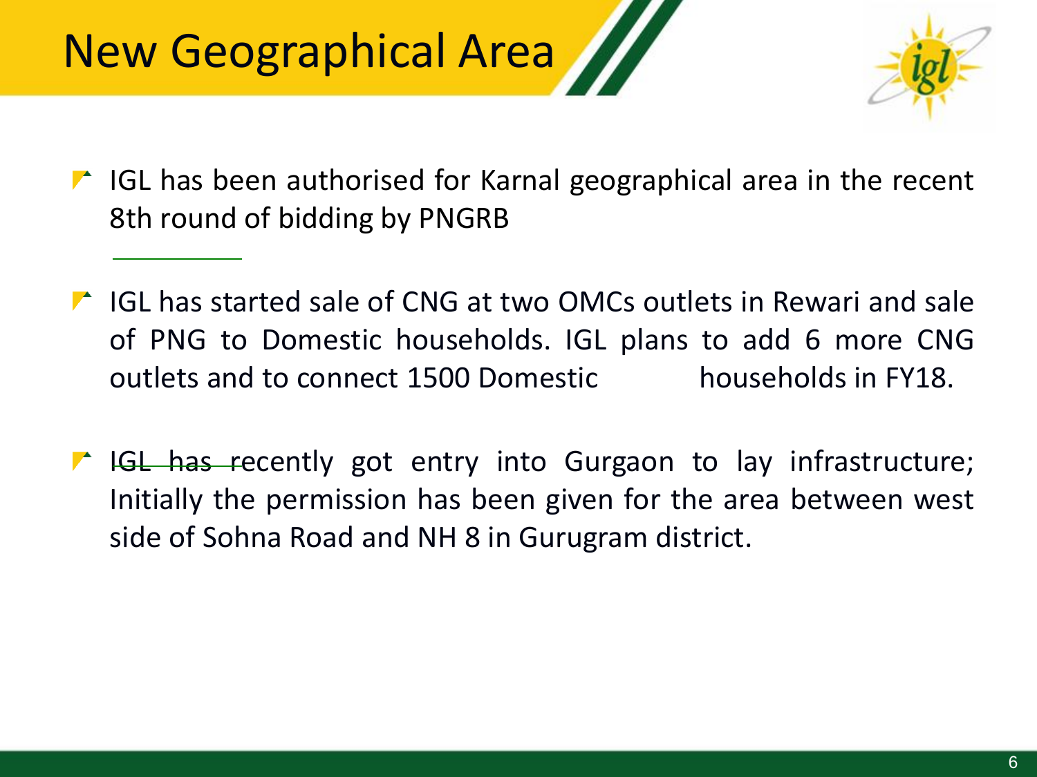# New Geographical Area

- IGL has been authorised for Karnal geographical area in the recent 8th round of bidding by PNGRB
- IGL has started sale of CNG at two OMCs outlets in Rewari and sale of PNG to Domestic households. IGL plans to add 6 more CNG outlets and to connect 1500 Domestic households in FY18.
- IGL has recently got entry into Gurgaon to lay infrastructure; Initially the permission has been given for the area between west side of Sohna Road and NH 8 in Gurugram district.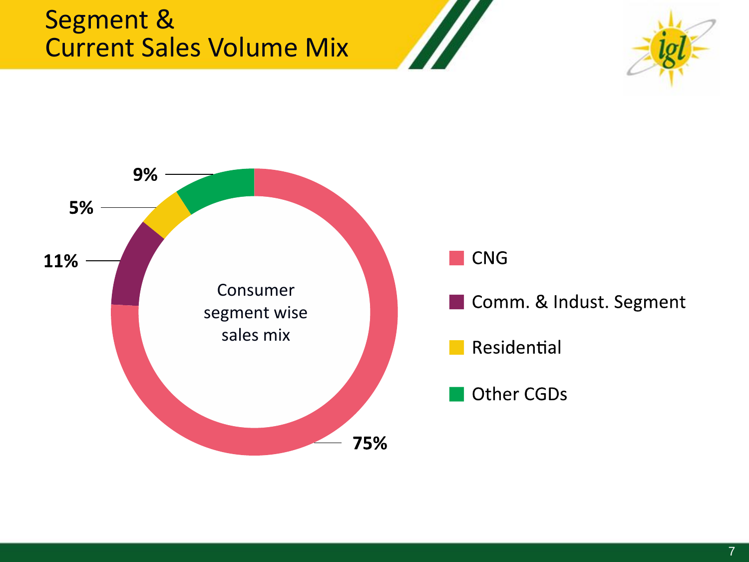# Segment & Current Sales Volume Mix

Consumer segment wise sales mix

| Segment | Share |
| --- | --- |
| CNG | 75% |
| Comm. & Indust. Segment | 11% |
| Residential | 5% |
| Other CGDs | 9% |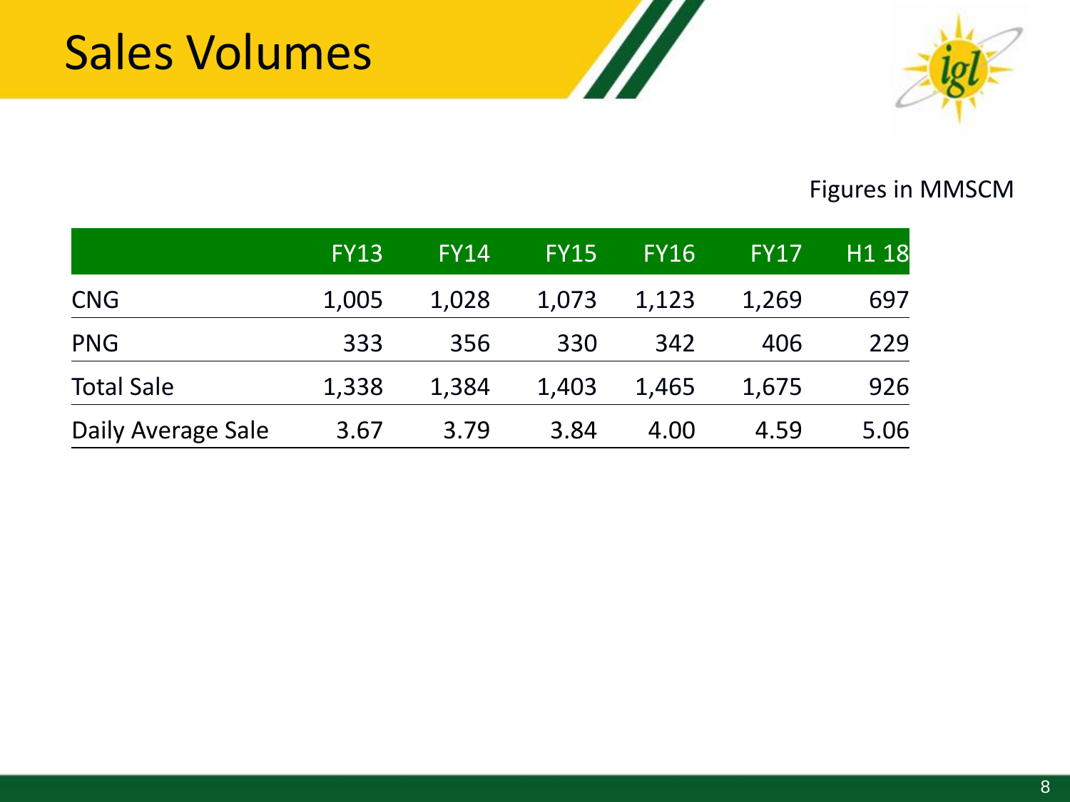# Sales Volumes

Figures in MMSCM

|  | FY13 | FY14 | FY15 | FY16 | FY17 | H1 18 |
|---|---|---|---|---|---|---|
| CNG | 1,005 | 1,028 | 1,073 | 1,123 | 1,269 | 697 |
| PNG | 333 | 356 | 330 | 342 | 406 | 229 |
| Total Sale | 1,338 | 1,384 | 1,403 | 1,465 | 1,675 | 926 |
| Daily Average Sale | 3.67 | 3.79 | 3.84 | 4.00 | 4.59 | 5.06 |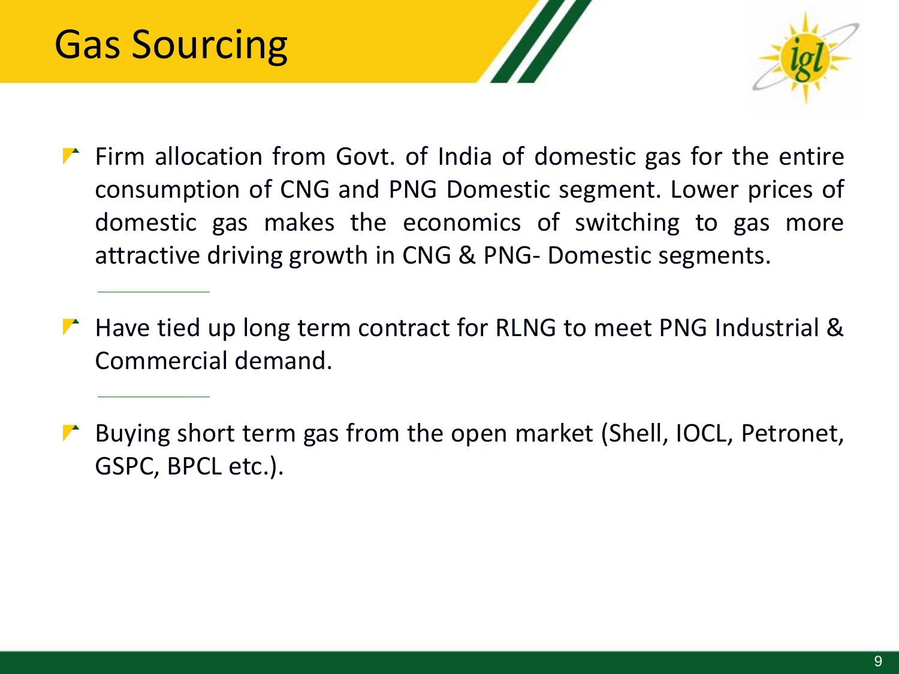# Gas Sourcing

- Firm allocation from Govt. of India of domestic gas for the entire consumption of CNG and PNG Domestic segment. Lower prices of domestic gas makes the economics of switching to gas more attractive driving growth in CNG & PNG- Domestic segments.

- Have tied up long term contract for RLNG to meet PNG Industrial & Commercial demand.

- Buying short term gas from the open market (Shell, IOCL, Petronet, GSPC, BPCL etc.).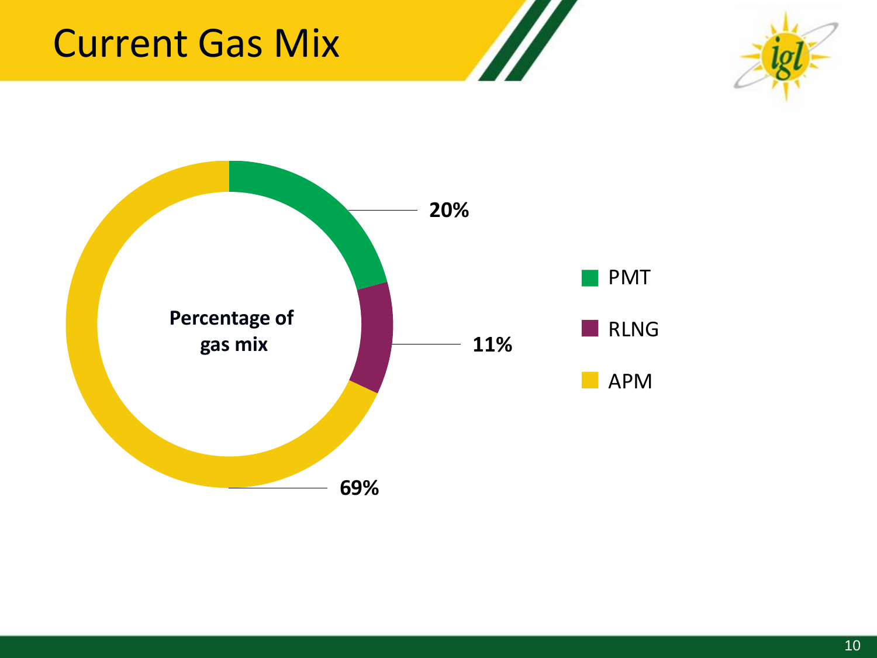# Current Gas Mix

Percentage of gas mix

| Source | Percentage |
| --- | --- |
| PMT | 20% |
| RLNG | 11% |
| APM | 69% |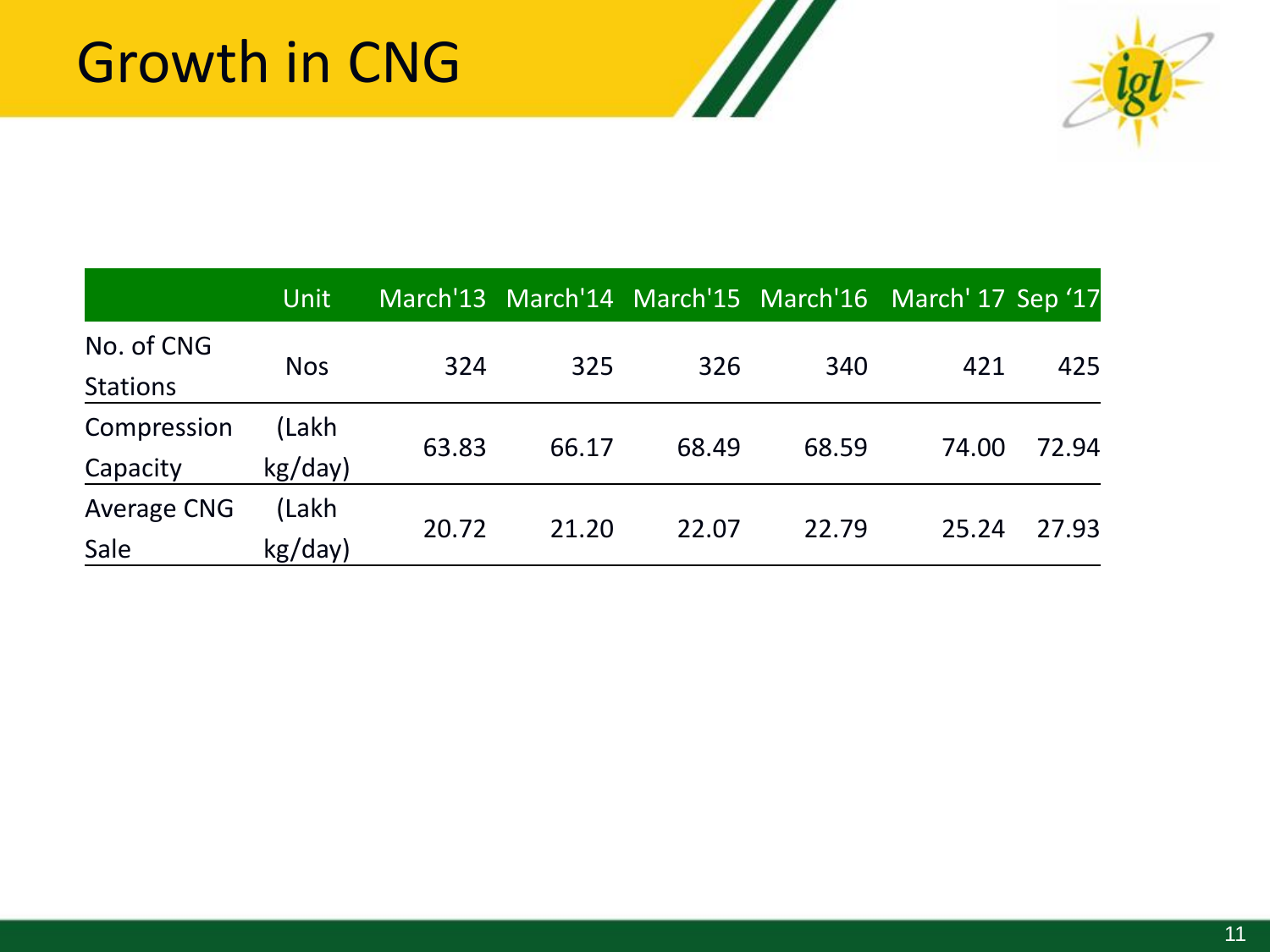# Growth in CNG

| | Unit | March'13 | March'14 | March'15 | March'16 | March' 17 | Sep '17 |
|---|---|---|---|---|---|---|---|
| No. of CNG Stations | Nos | 324 | 325 | 326 | 340 | 421 | 425 |
| Compression Capacity | (Lakh kg/day) | 63.83 | 66.17 | 68.49 | 68.59 | 74.00 | 72.94 |
| Average CNG Sale | (Lakh kg/day) | 20.72 | 21.20 | 22.07 | 22.79 | 25.24 | 27.93 |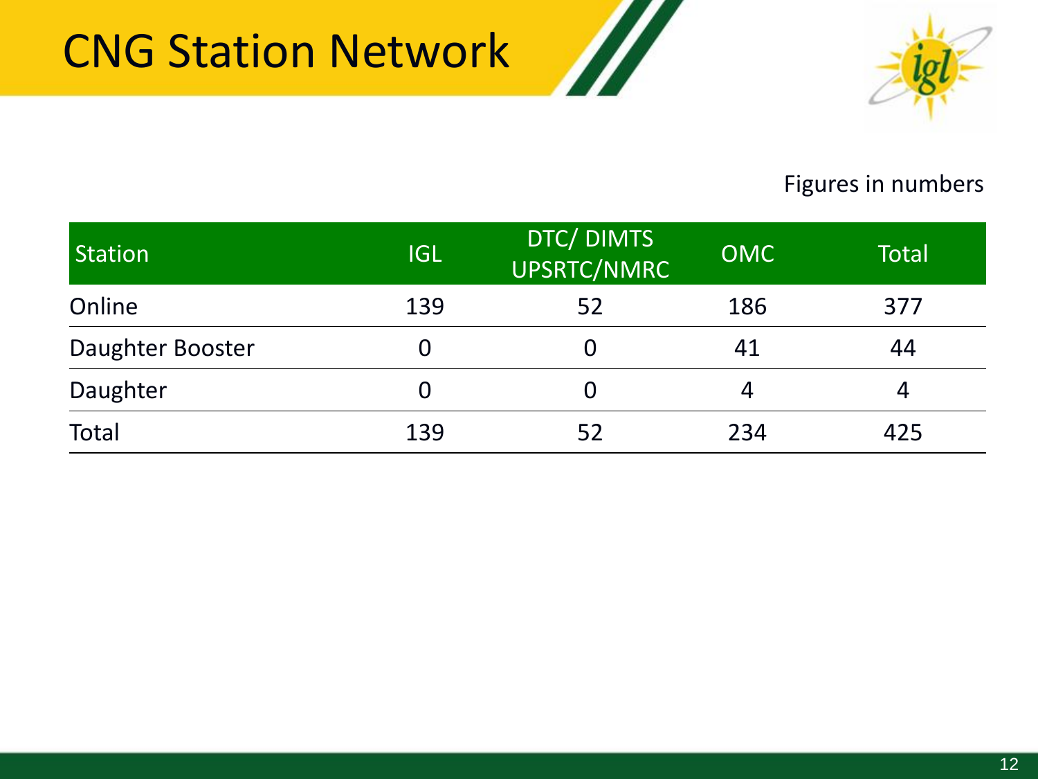# CNG Station Network

Figures in numbers

| Station | IGL | DTC/ DIMTS UPSRTC/NMRC | OMC | Total |
|---|---|---|---|---|
| Online | 139 | 52 | 186 | 377 |
| Daughter Booster | 0 | 0 | 41 | 44 |
| Daughter | 0 | 0 | 4 | 4 |
| Total | 139 | 52 | 234 | 425 |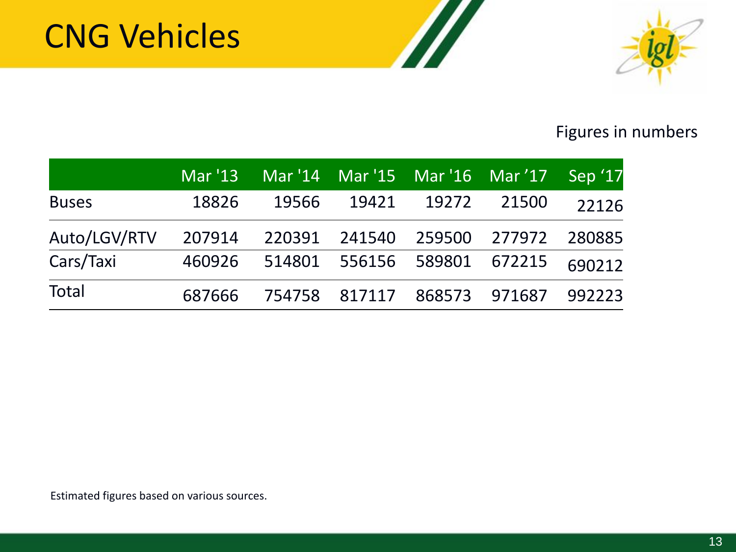# CNG Vehicles

Figures in numbers

| | Mar '13 | Mar '14 | Mar '15 | Mar '16 | Mar '17 | Sep '17 |
|---|---|---|---|---|---|---|
| Buses | 18826 | 19566 | 19421 | 19272 | 21500 | 22126 |
| Auto/LGV/RTV | 207914 | 220391 | 241540 | 259500 | 277972 | 280885 |
| Cars/Taxi | 460926 | 514801 | 556156 | 589801 | 672215 | 690212 |
| Total | 687666 | 754758 | 817117 | 868573 | 971687 | 992223 |

Estimated figures based on various sources.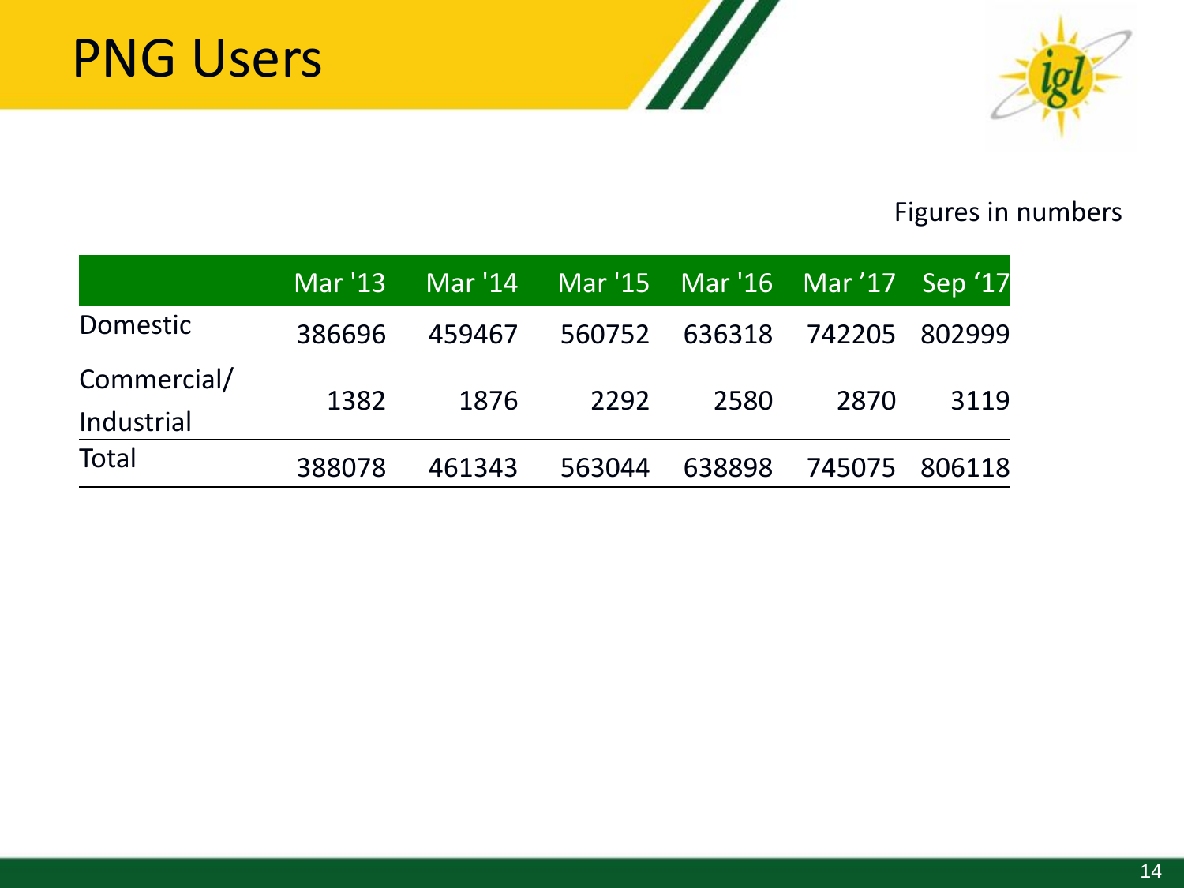# PNG Users

Figures in numbers

| | Mar '13 | Mar '14 | Mar '15 | Mar '16 | Mar ’17 | Sep ‘17 |
|---|---|---|---|---|---|---|
| Domestic | 386696 | 459467 | 560752 | 636318 | 742205 | 802999 |
| Commercial/ Industrial | 1382 | 1876 | 2292 | 2580 | 2870 | 3119 |
| Total | 388078 | 461343 | 563044 | 638898 | 745075 | 806118 |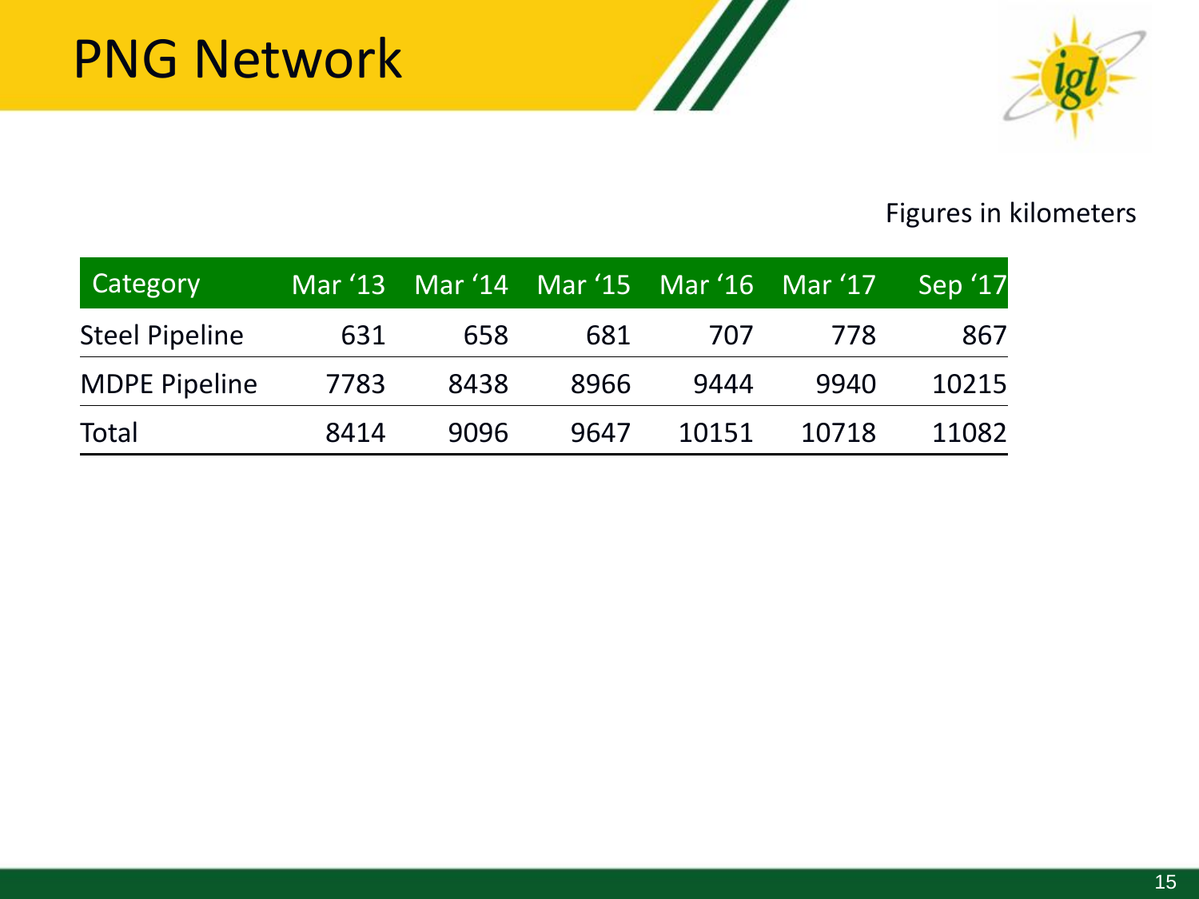# PNG Network

Figures in kilometers

| Category | Mar '13 | Mar '14 | Mar '15 | Mar '16 | Mar '17 | Sep '17 |
| --- | --- | --- | --- | --- | --- | --- |
| Steel Pipeline | 631 | 658 | 681 | 707 | 778 | 867 |
| MDPE Pipeline | 7783 | 8438 | 8966 | 9444 | 9940 | 10215 |
| Total | 8414 | 9096 | 9647 | 10151 | 10718 | 11082 |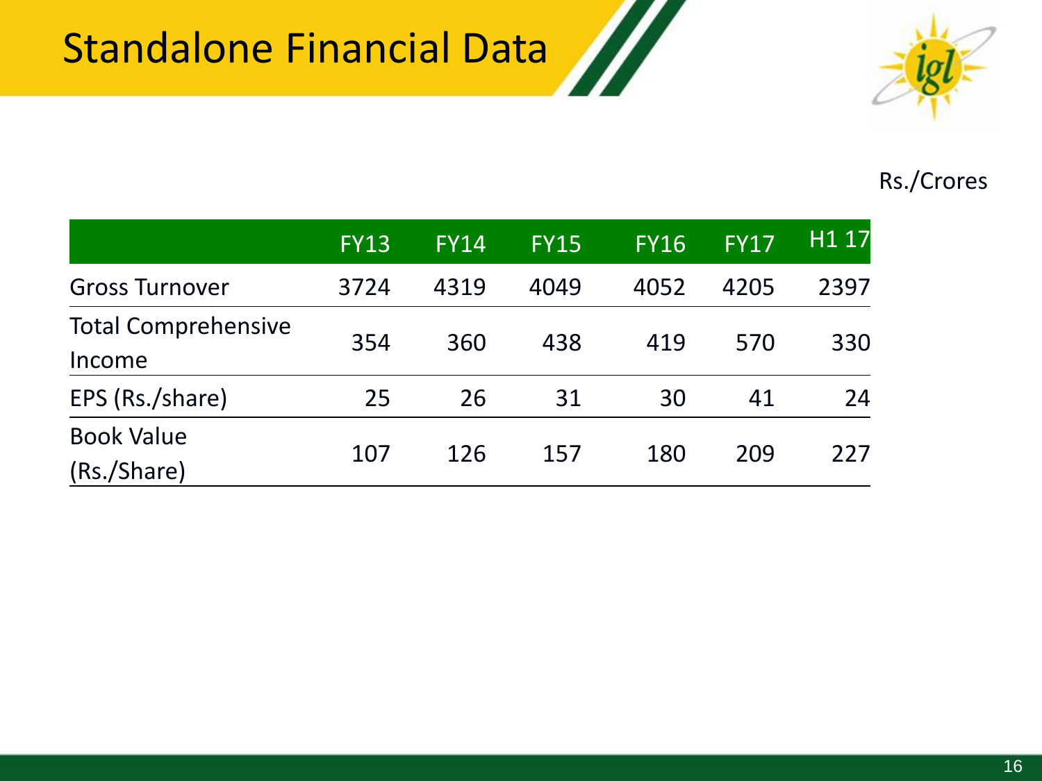# Standalone Financial Data

Rs./Crores

| | FY13 | FY14 | FY15 | FY16 | FY17 | H1 17 |
|---|---|---|---|---|---|---|
| Gross Turnover | 3724 | 4319 | 4049 | 4052 | 4205 | 2397 |
| Total Comprehensive Income | 354 | 360 | 438 | 419 | 570 | 330 |
| EPS (Rs./share) | 25 | 26 | 31 | 30 | 41 | 24 |
| Book Value (Rs./Share) | 107 | 126 | 157 | 180 | 209 | 227 |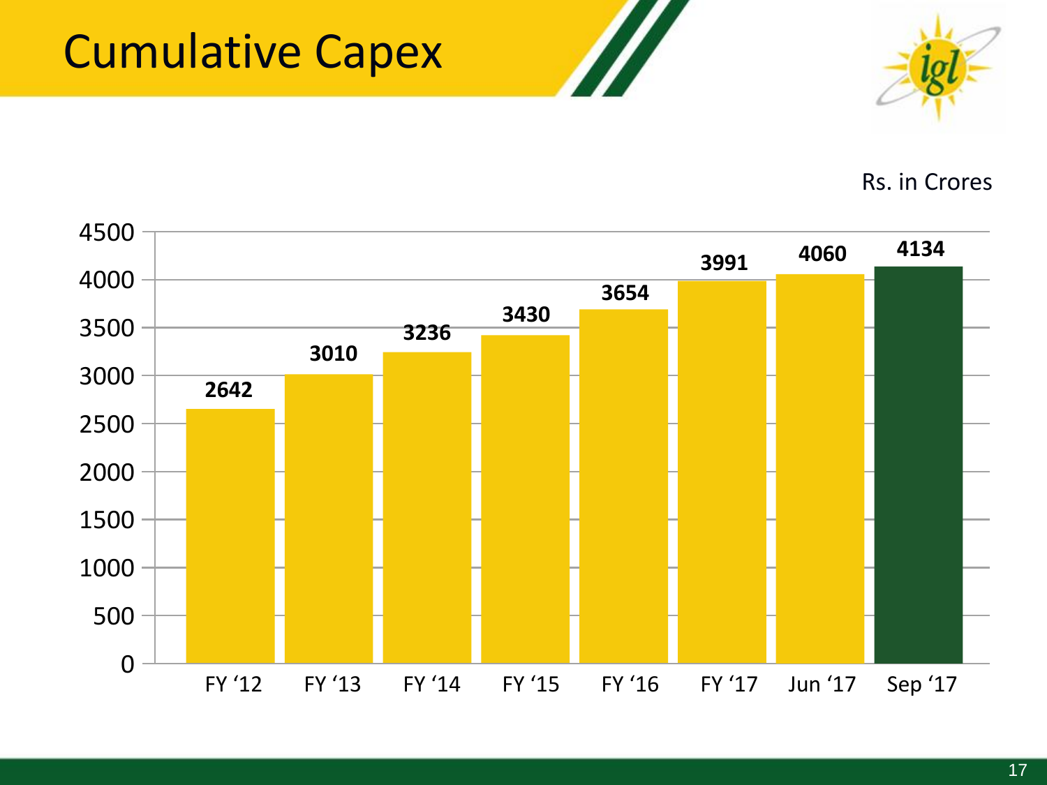# Cumulative Capex

Rs. in Crores

| Period | Cumulative Capex |
|---|---|
| FY '12 | 2642 |
| FY '13 | 3010 |
| FY '14 | 3236 |
| FY '15 | 3430 |
| FY '16 | 3654 |
| FY '17 | 3991 |
| Jun '17 | 4060 |
| Sep '17 | 4134 |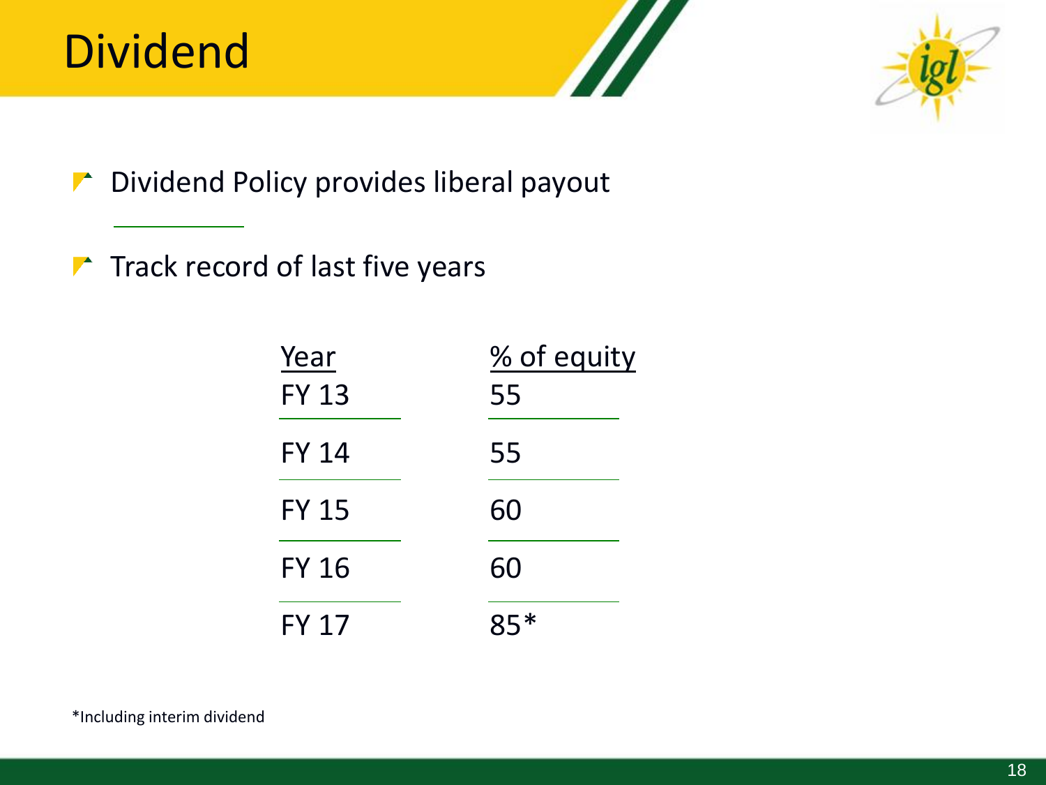# Dividend

- Dividend Policy provides liberal payout

- Track record of last five years

| Year | % of equity |
| --- | --- |
| FY 13 | 55 |
| FY 14 | 55 |
| FY 15 | 60 |
| FY 16 | 60 |
| FY 17 | 85* |

*Including interim dividend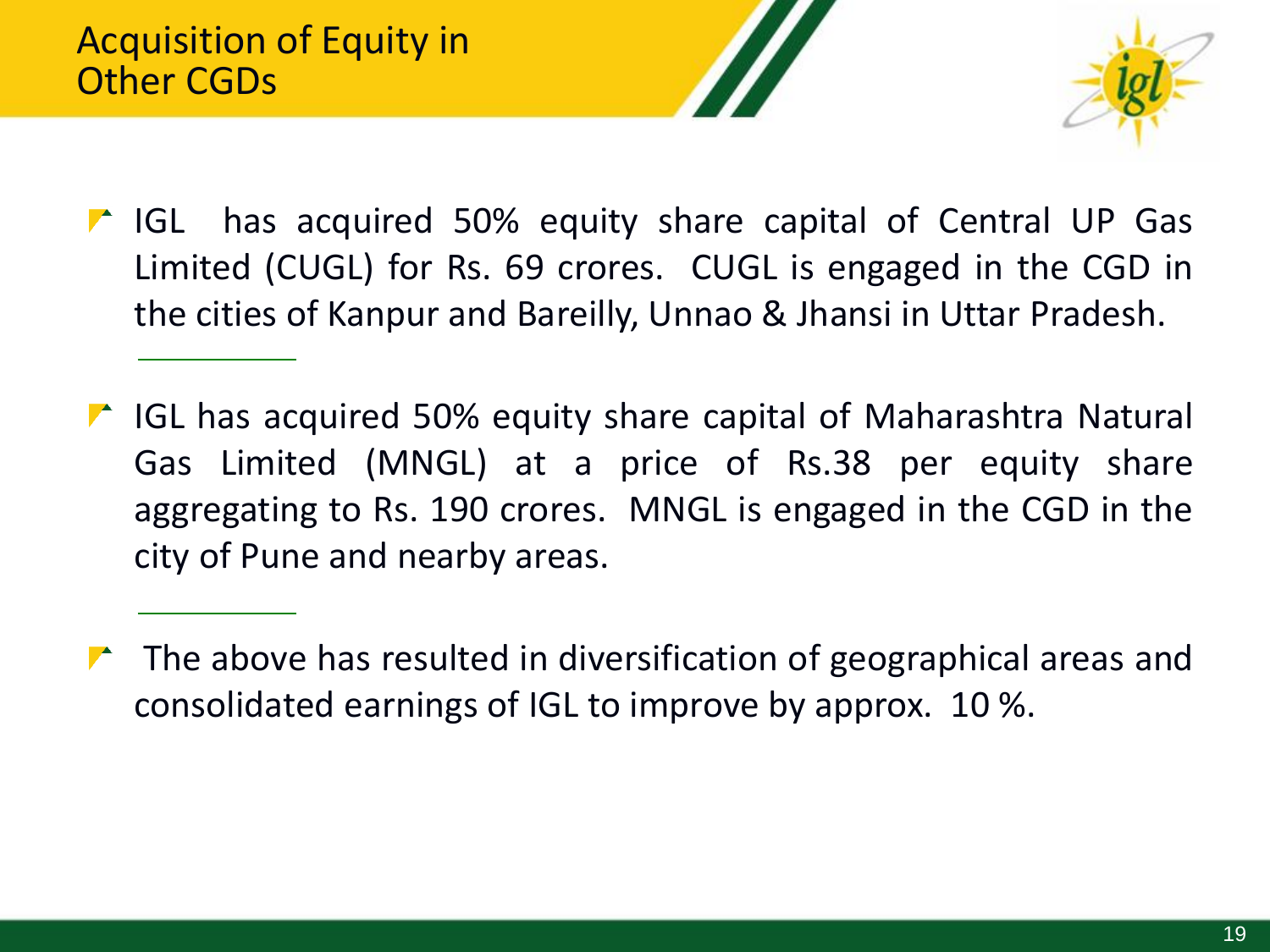# Acquisition of Equity in Other CGDs

- IGL has acquired 50% equity share capital of Central UP Gas Limited (CUGL) for Rs. 69 crores. CUGL is engaged in the CGD in the cities of Kanpur and Bareilly, Unnao & Jhansi in Uttar Pradesh.

- IGL has acquired 50% equity share capital of Maharashtra Natural Gas Limited (MNGL) at a price of Rs.38 per equity share aggregating to Rs. 190 crores. MNGL is engaged in the CGD in the city of Pune and nearby areas.

- The above has resulted in diversification of geographical areas and consolidated earnings of IGL to improve by approx. 10 %.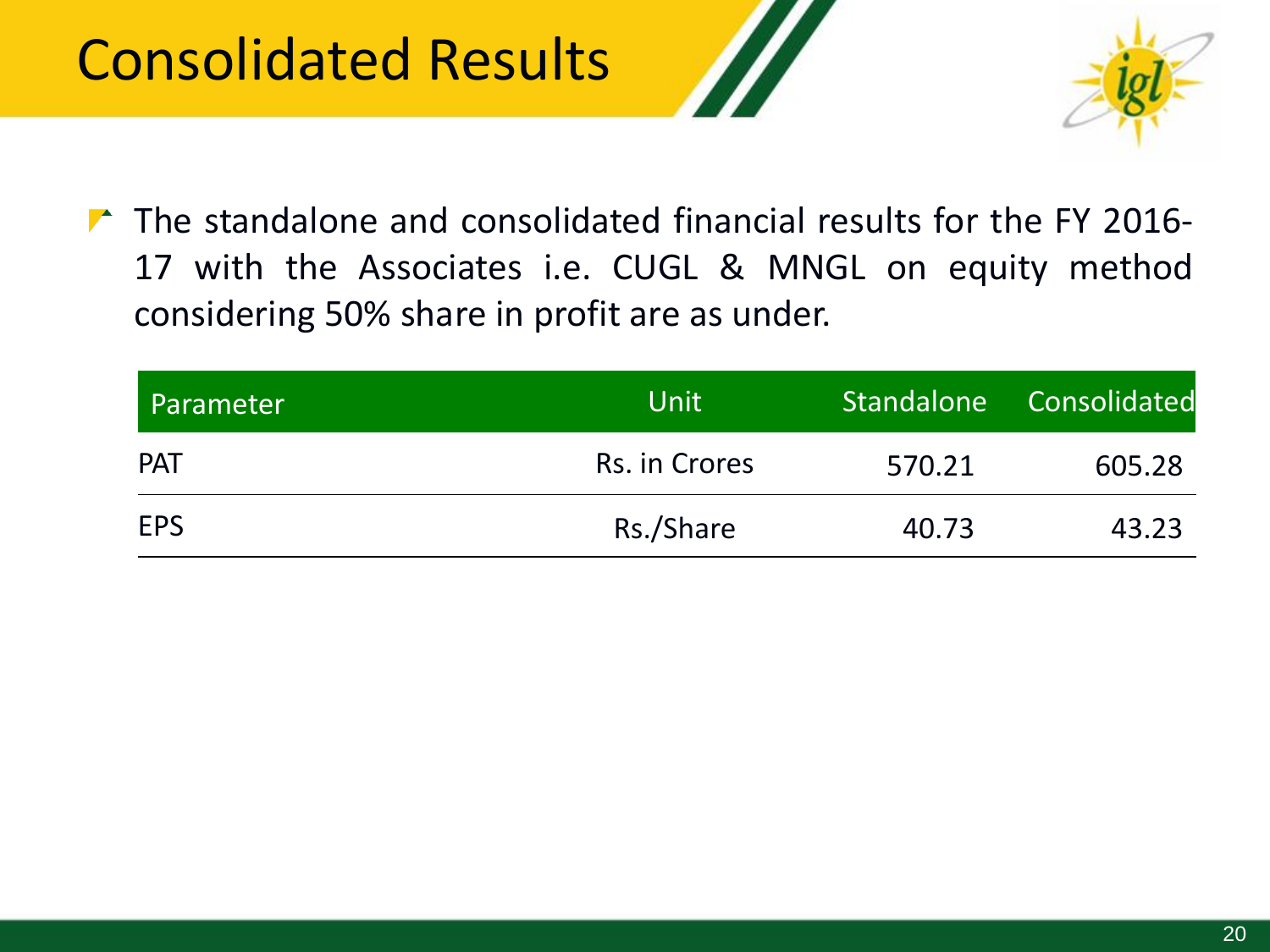# Consolidated Results

- The standalone and consolidated financial results for the FY 2016-17 with the Associates i.e. CUGL & MNGL on equity method considering 50% share in profit are as under.

| Parameter | Unit | Standalone | Consolidated |
|---|---|---|---|
| PAT | Rs. in Crores | 570.21 | 605.28 |
| EPS | Rs./Share | 40.73 | 43.23 |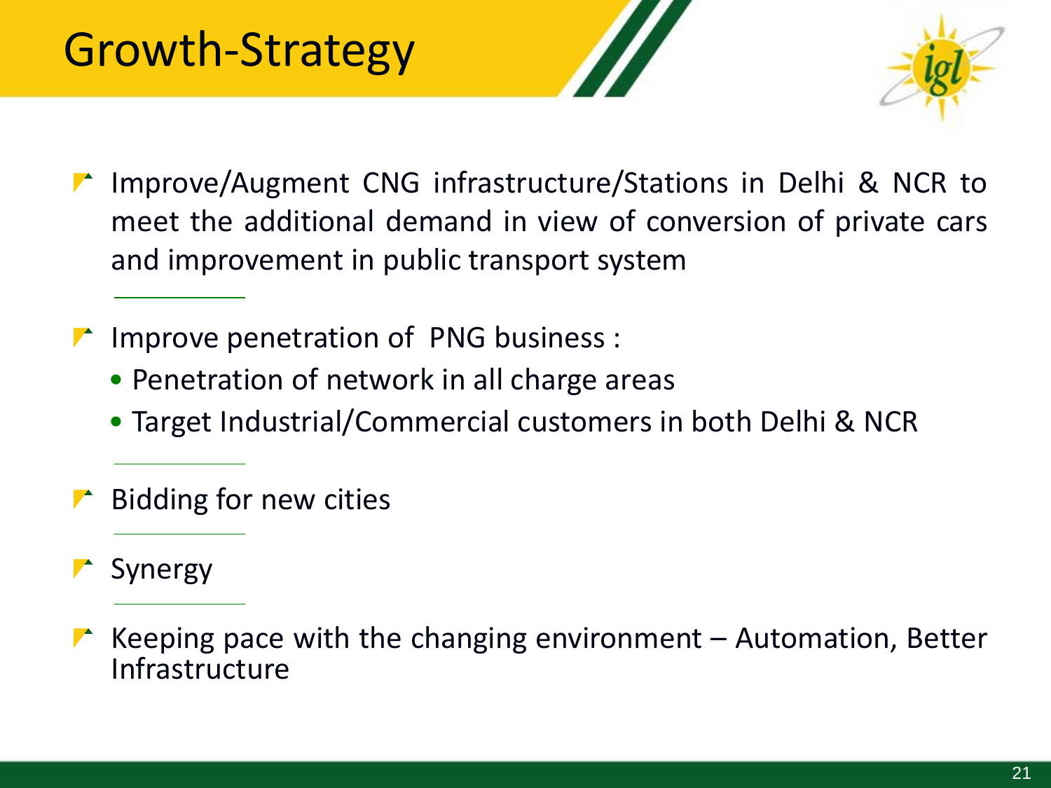# Growth-Strategy

- Improve/Augment CNG infrastructure/Stations in Delhi & NCR to meet the additional demand in view of conversion of private cars and improvement in public transport system

- Improve penetration of PNG business :
  - Penetration of network in all charge areas
  - Target Industrial/Commercial customers in both Delhi & NCR

- Bidding for new cities

- Synergy

- Keeping pace with the changing environment – Automation, Better Infrastructure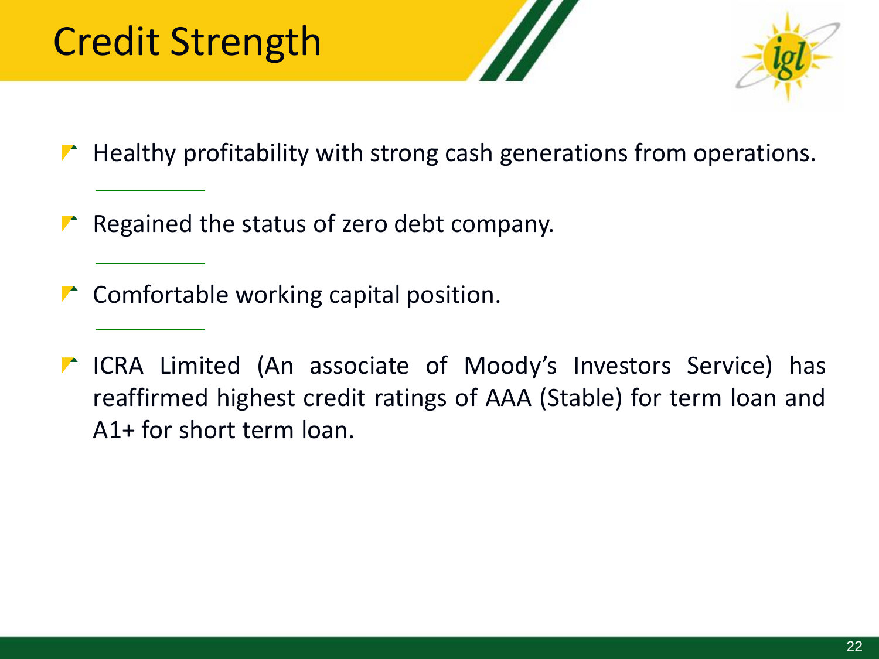# Credit Strength

- Healthy profitability with strong cash generations from operations.
- Regained the status of zero debt company.
- Comfortable working capital position.
- ICRA Limited (An associate of Moody's Investors Service) has reaffirmed highest credit ratings of AAA (Stable) for term loan and A1+ for short term loan.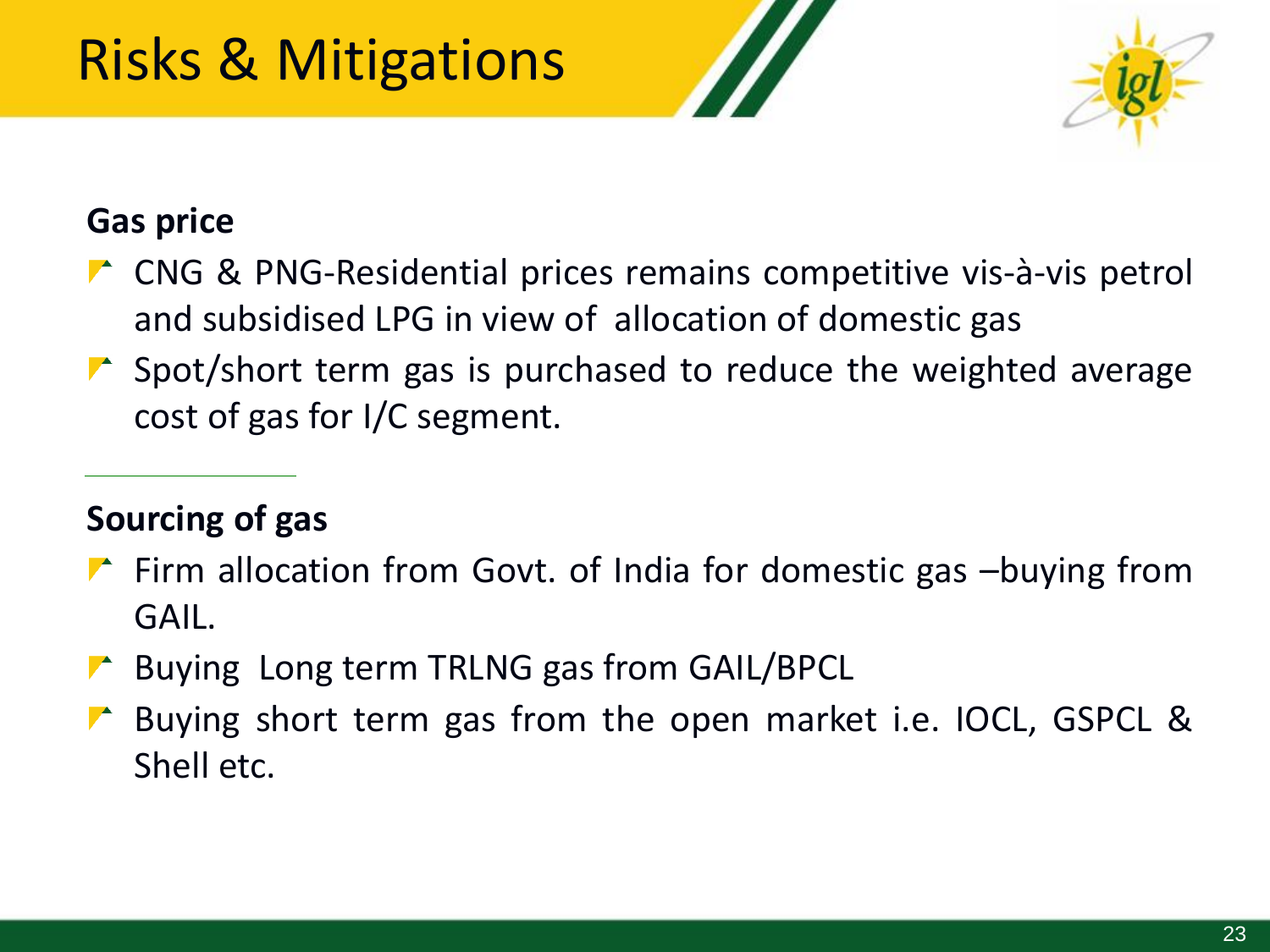# Risks & Mitigations

**Gas price**

- CNG & PNG-Residential prices remains competitive vis-à-vis petrol and subsidised LPG in view of allocation of domestic gas
- Spot/short term gas is purchased to reduce the weighted average cost of gas for I/C segment.

**Sourcing of gas**

- Firm allocation from Govt. of India for domestic gas –buying from GAIL.
- Buying Long term TRLNG gas from GAIL/BPCL
- Buying short term gas from the open market i.e. IOCL, GSPCL & Shell etc.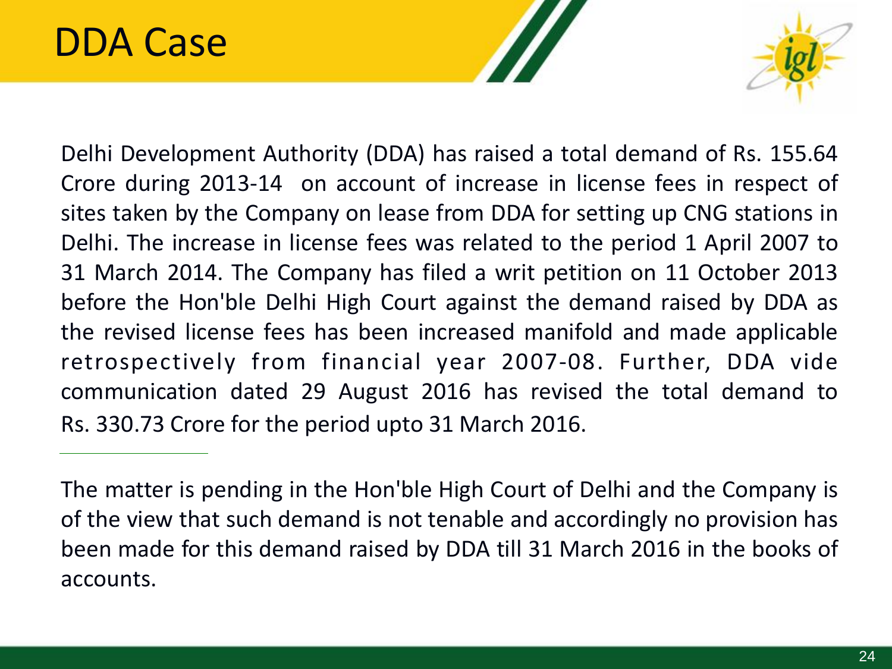# DDA Case

Delhi Development Authority (DDA) has raised a total demand of Rs. 155.64 Crore during 2013-14 on account of increase in license fees in respect of sites taken by the Company on lease from DDA for setting up CNG stations in Delhi. The increase in license fees was related to the period 1 April 2007 to 31 March 2014. The Company has filed a writ petition on 11 October 2013 before the Hon'ble Delhi High Court against the demand raised by DDA as the revised license fees has been increased manifold and made applicable retrospectively from financial year 2007-08. Further, DDA vide communication dated 29 August 2016 has revised the total demand to Rs. 330.73 Crore for the period upto 31 March 2016.

The matter is pending in the Hon'ble High Court of Delhi and the Company is of the view that such demand is not tenable and accordingly no provision has been made for this demand raised by DDA till 31 March 2016 in the books of accounts.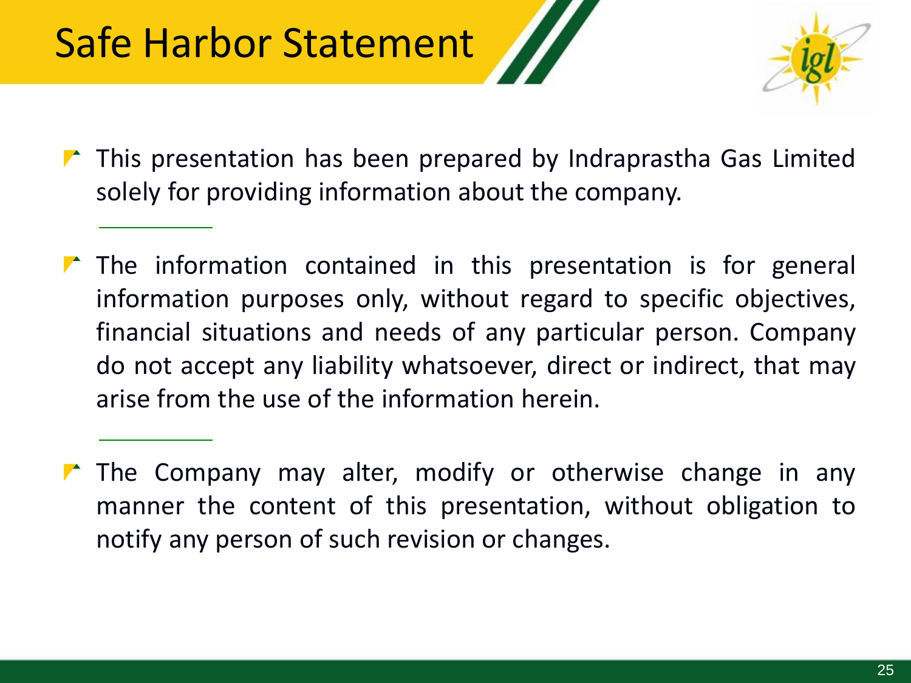# Safe Harbor Statement

- This presentation has been prepared by Indraprastha Gas Limited solely for providing information about the company.

- The information contained in this presentation is for general information purposes only, without regard to specific objectives, financial situations and needs of any particular person. Company do not accept any liability whatsoever, direct or indirect, that may arise from the use of the information herein.

- The Company may alter, modify or otherwise change in any manner the content of this presentation, without obligation to notify any person of such revision or changes.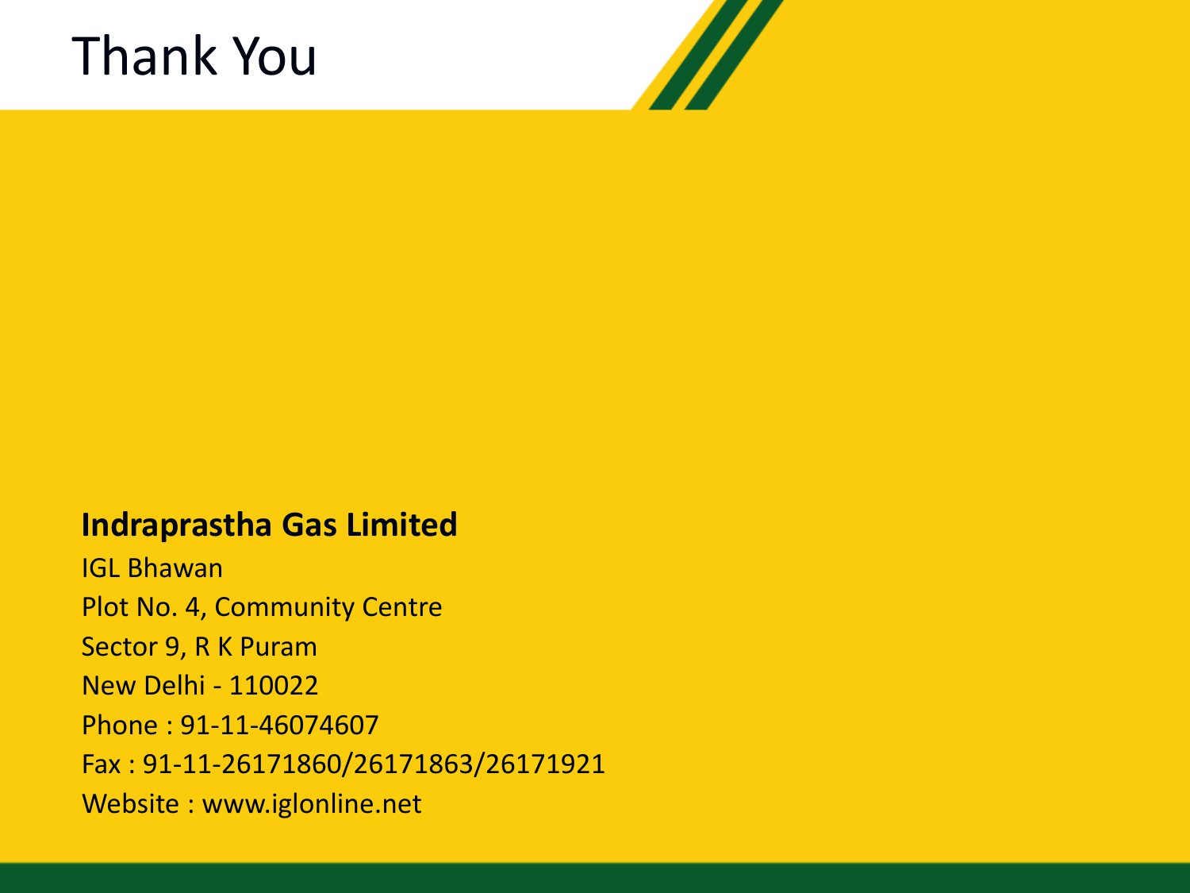# Thank You

**Indraprastha Gas Limited**

IGL Bhawan
Plot No. 4, Community Centre
Sector 9, R K Puram
New Delhi - 110022
Phone : 91-11-46074607
Fax : 91-11-26171860/26171863/26171921
Website : www.iglonline.net